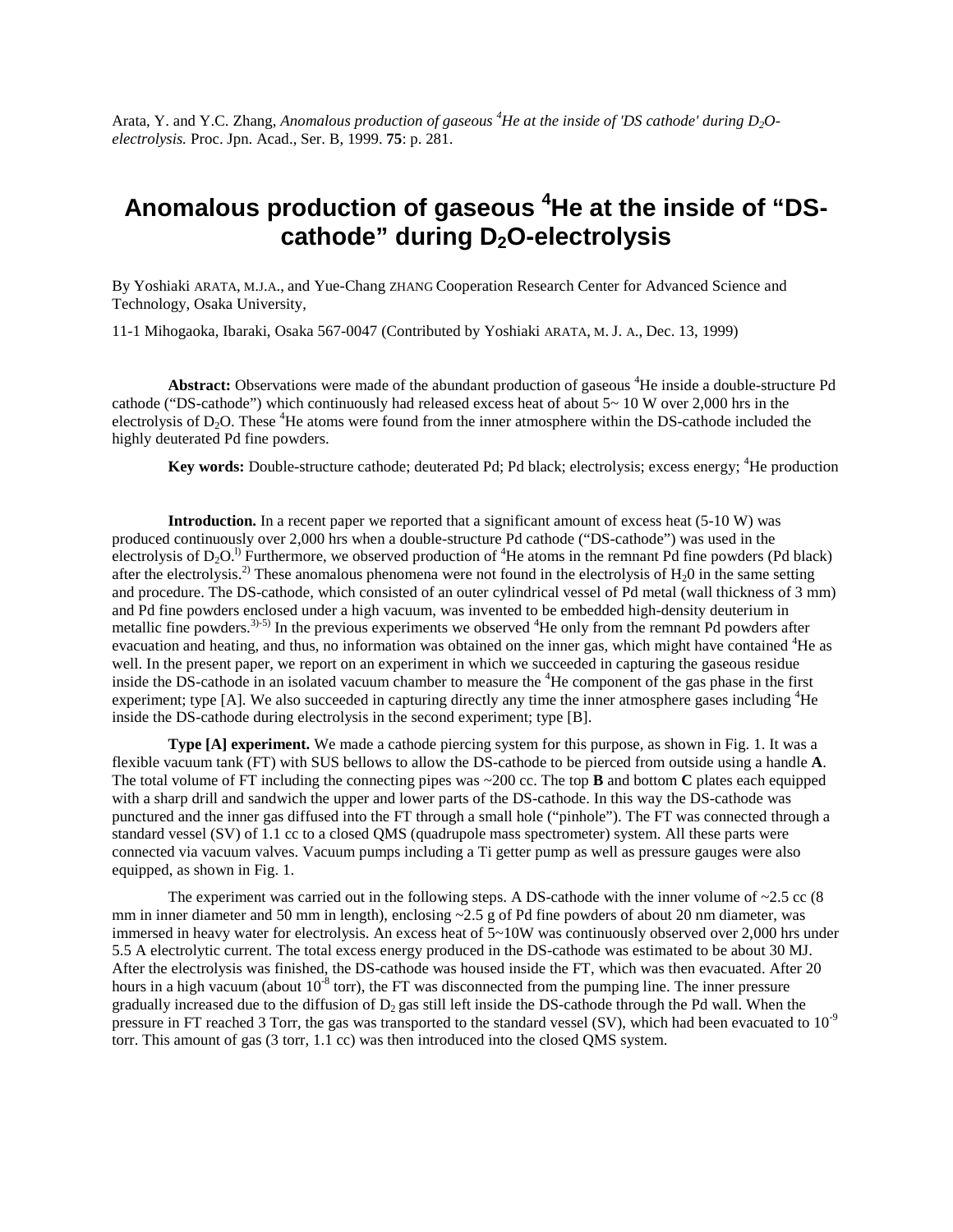Arata, Y. and Y.C. Zhang, *Anomalous production of gaseous $^4He$ at the inside of 'DS cathode' during $D_2O$-electrolysis.* Proc. Jpn. Acad., Ser. B, 1999. **75**: p. 281.

# Anomalous production of gaseous $^4$He at the inside of "DS-cathode" during $D_2O$-electrolysis

By Yoshiaki ARATA, M.J.A., and Yue-Chang ZHANG Cooperation Research Center for Advanced Science and Technology, Osaka University,

11-1 Mihogaoka, Ibaraki, Osaka 567-0047 (Contributed by Yoshiaki ARATA, M. J. A., Dec. 13, 1999)

**Abstract:** Observations were made of the abundant production of gaseous $^4$He inside a double-structure Pd cathode ("DS-cathode") which continuously had released excess heat of about 5~ 10 W over 2,000 hrs in the electrolysis of $D_2O$. These $^4$He atoms were found from the inner atmosphere within the DS-cathode included the highly deuterated Pd fine powders.

**Key words:** Double-structure cathode; deuterated Pd; Pd black; electrolysis; excess energy; $^4$He production

**Introduction.** In a recent paper we reported that a significant amount of excess heat (5-10 W) was produced continuously over 2,000 hrs when a double-structure Pd cathode ("DS-cathode") was used in the electrolysis of $D_2O$.[1] Furthermore, we observed production of $^4$He atoms in the remnant Pd fine powders (Pd black) after the electrolysis.[2] These anomalous phenomena were not found in the electrolysis of $H_20$ in the same setting and procedure. The DS-cathode, which consisted of an outer cylindrical vessel of Pd metal (wall thickness of 3 mm) and Pd fine powders enclosed under a high vacuum, was invented to be embedded high-density deuterium in metallic fine powders.[3)-5)] In the previous experiments we observed $^4$He only from the remnant Pd powders after evacuation and heating, and thus, no information was obtained on the inner gas, which might have contained $^4$He as well. In the present paper, we report on an experiment in which we succeeded in capturing the gaseous residue inside the DS-cathode in an isolated vacuum chamber to measure the $^4$He component of the gas phase in the first experiment; type [A]. We also succeeded in capturing directly any time the inner atmosphere gases including $^4$He inside the DS-cathode during electrolysis in the second experiment; type [B].

**Type [A] experiment.** We made a cathode piercing system for this purpose, as shown in Fig. 1. It was a flexible vacuum tank (FT) with SUS bellows to allow the DS-cathode to be pierced from outside using a handle **A**. The total volume of FT including the connecting pipes was ~200 cc. The top **B** and bottom **C** plates each equipped with a sharp drill and sandwich the upper and lower parts of the DS-cathode. In this way the DS-cathode was punctured and the inner gas diffused into the FT through a small hole ("pinhole"). The FT was connected through a standard vessel (SV) of 1.1 cc to a closed QMS (quadrupole mass spectrometer) system. All these parts were connected via vacuum valves. Vacuum pumps including a Ti getter pump as well as pressure gauges were also equipped, as shown in Fig. 1.

The experiment was carried out in the following steps. A DS-cathode with the inner volume of ~2.5 cc (8 mm in inner diameter and 50 mm in length), enclosing ~2.5 g of Pd fine powders of about 20 nm diameter, was immersed in heavy water for electrolysis. An excess heat of 5~10W was continuously observed over 2,000 hrs under 5.5 A electrolytic current. The total excess energy produced in the DS-cathode was estimated to be about 30 MJ. After the electrolysis was finished, the DS-cathode was housed inside the FT, which was then evacuated. After 20 hours in a high vacuum (about $10^{-8}$ torr), the FT was disconnected from the pumping line. The inner pressure gradually increased due to the diffusion of $D_2$ gas still left inside the DS-cathode through the Pd wall. When the pressure in FT reached 3 Torr, the gas was transported to the standard vessel (SV), which had been evacuated to $10^{-9}$ torr. This amount of gas (3 torr, 1.1 cc) was then introduced into the closed QMS system.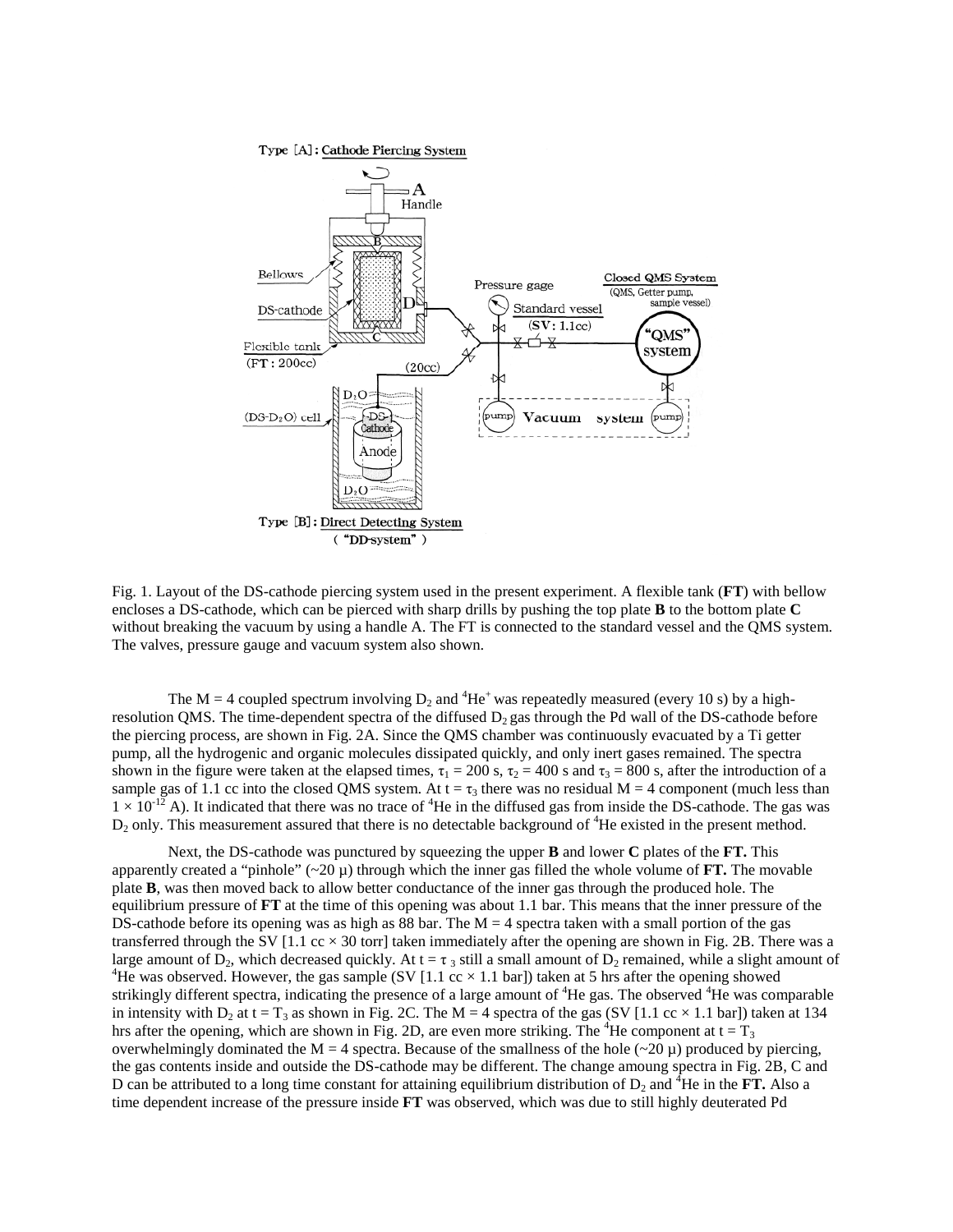Fig. 1. Layout of the DS-cathode piercing system used in the present experiment. A flexible tank (**FT**) with bellow encloses a DS-cathode, which can be pierced with sharp drills by pushing the top plate **B** to the bottom plate **C** without breaking the vacuum by using a handle A. The FT is connected to the standard vessel and the QMS system. The valves, pressure gauge and vacuum system also shown.

The M = 4 coupled spectrum involving $D_2$ and $^4He^+$ was repeatedly measured (every 10 s) by a high-resolution QMS. The time-dependent spectra of the diffused $D_2$ gas through the Pd wall of the DS-cathode before the piercing process, are shown in Fig. 2A. Since the QMS chamber was continuously evacuated by a Ti getter pump, all the hydrogenic and organic molecules dissipated quickly, and only inert gases remained. The spectra shown in the figure were taken at the elapsed times, $\tau_1$ = 200 s, $\tau_2$ = 400 s and $\tau_3$ = 800 s, after the introduction of a sample gas of 1.1 cc into the closed QMS system. At t = $\tau_3$ there was no residual M = 4 component (much less than $1 \times 10^{-12}$ A). It indicated that there was no trace of $^4He$ in the diffused gas from inside the DS-cathode. The gas was $D_2$ only. This measurement assured that there is no detectable background of $^4He$ existed in the present method.

Next, the DS-cathode was punctured by squeezing the upper **B** and lower **C** plates of the **FT.** This apparently created a "pinhole" (~20 μ) through which the inner gas filled the whole volume of **FT.** The movable plate **B**, was then moved back to allow better conductance of the inner gas through the produced hole. The equilibrium pressure of **FT** at the time of this opening was about 1.1 bar. This means that the inner pressure of the DS-cathode before its opening was as high as 88 bar. The M = 4 spectra taken with a small portion of the gas transferred through the SV [1.1 cc × 30 torr] taken immediately after the opening are shown in Fig. 2B. There was a large amount of $D_2$, which decreased quickly. At t = $\tau_3$ still a small amount of $D_2$ remained, while a slight amount of $^4He$ was observed. However, the gas sample (SV [1.1 cc × 1.1 bar]) taken at 5 hrs after the opening showed strikingly different spectra, indicating the presence of a large amount of $^4He$ gas. The observed $^4He$ was comparable in intensity with $D_2$ at t = $T_3$ as shown in Fig. 2C. The M = 4 spectra of the gas (SV [1.1 cc × 1.1 bar]) taken at 134 hrs after the opening, which are shown in Fig. 2D, are even more striking. The $^4He$ component at t = $T_3$ overwhelmingly dominated the M = 4 spectra. Because of the smallness of the hole (~20 μ) produced by piercing, the gas contents inside and outside the DS-cathode may be different. The change amoung spectra in Fig. 2B, C and D can be attributed to a long time constant for attaining equilibrium distribution of $D_2$ and $^4He$ in the **FT.** Also a time dependent increase of the pressure inside **FT** was observed, which was due to still highly deuterated Pd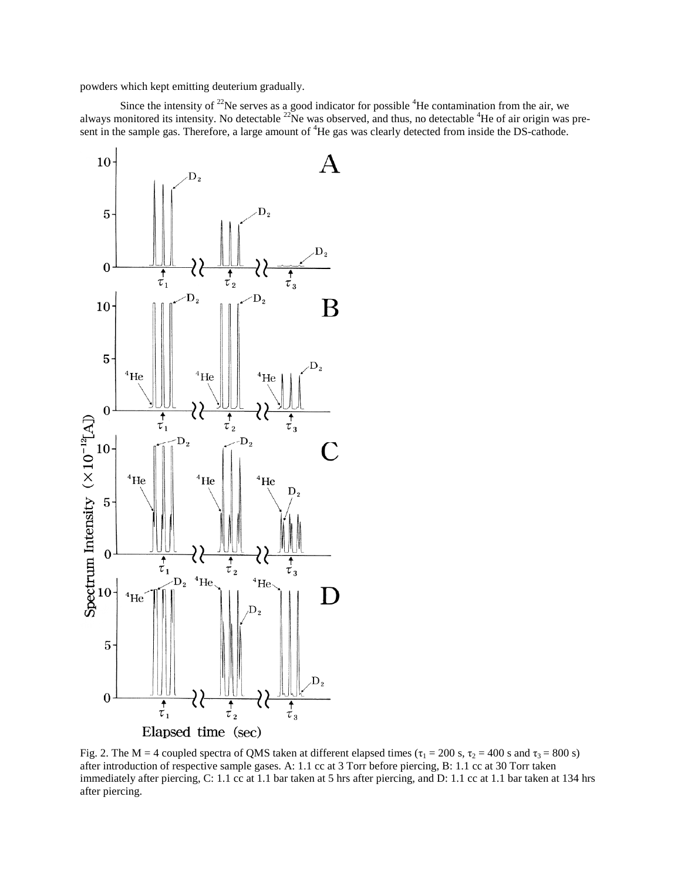powders which kept emitting deuterium gradually.

Since the intensity of $^{22}Ne$ serves as a good indicator for possible $^{4}He$ contamination from the air, we always monitored its intensity. No detectable $^{22}Ne$ was observed, and thus, no detectable $^{4}He$ of air origin was present in the sample gas. Therefore, a large amount of $^{4}He$ gas was clearly detected from inside the DS-cathode.

Fig. 2. The M = 4 coupled spectra of QMS taken at different elapsed times ($\tau_1$ = 200 s, $\tau_2$ = 400 s and $\tau_3$ = 800 s) after introduction of respective sample gases. A: 1.1 cc at 3 Torr before piercing, B: 1.1 cc at 30 Torr taken immediately after piercing, C: 1.1 cc at 1.1 bar taken at 5 hrs after piercing, and D: 1.1 cc at 1.1 bar taken at 134 hrs after piercing.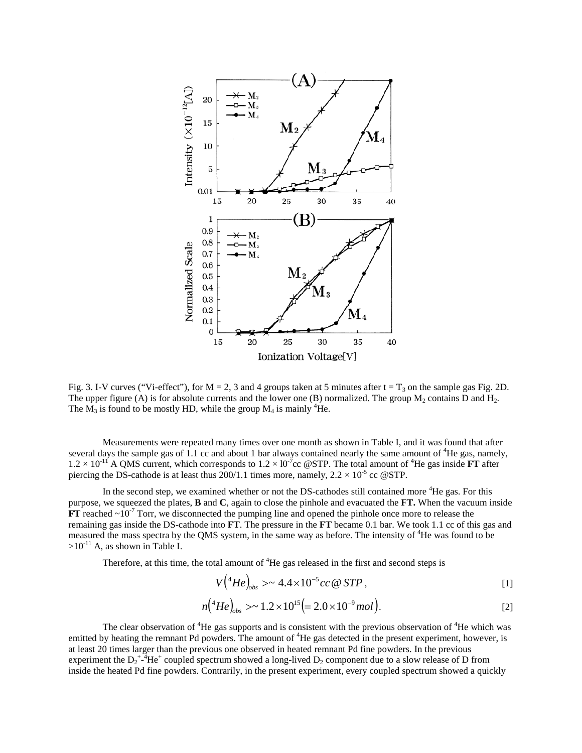Fig. 3. I-V curves ("Vi-effect"), for M = 2, 3 and 4 groups taken at 5 minutes after t = $T_3$ on the sample gas Fig. 2D. The upper figure (A) is for absolute currents and the lower one (B) normalized. The group $M_2$ contains D and $H_2$. The $M_3$ is found to be mostly HD, while the group $M_4$ is mainly $^4$He.

Measurements were repeated many times over one month as shown in Table I, and it was found that after several days the sample gas of 1.1 cc and about 1 bar always contained nearly the same amount of $^4$He gas, namely, $1.2 \times 10^{-11}$ A QMS current, which corresponds to $1.2 \times 10^{-7}$cc @STP. The total amount of $^4$He gas inside **FT** after piercing the DS-cathode is at least thus 200/1.1 times more, namely, $2.2 \times 10^{-5}$ cc @STP.

In the second step, we examined whether or not the DS-cathodes still contained more $^4$He gas. For this purpose, we squeezed the plates, **B** and **C**, again to close the pinhole and evacuated the **FT.** When the vacuum inside **FT** reached $\sim 10^{-7}$ Torr, we disconnected the pumping line and opened the pinhole once more to release the remaining gas inside the DS-cathode into **FT**. The pressure in the **FT** became 0.1 bar. We took 1.1 cc of this gas and measured the mass spectra by the QMS system, in the same way as before. The intensity of $^4$He was found to be $>10^{-11}$ A, as shown in Table I.

Therefore, at this time, the total amount of $^4$He gas released in the first and second steps is

$$V\left({}^4He\right)_{obs} >\sim 4.4\times10^{-5}cc@STP, \quad [1]$$

$$n\left({}^4He\right)_{obs} >\sim 1.2\times10^{15}\left(=2.0\times10^{-9}mol\right). \quad [2]$$

The clear observation of $^4$He gas supports and is consistent with the previous observation of $^4$He which was emitted by heating the remnant Pd powders. The amount of $^4$He gas detected in the present experiment, however, is at least 20 times larger than the previous one observed in heated remnant Pd fine powders. In the previous experiment the $D_2^+$-$^4He^+$ coupled spectrum showed a long-lived $D_2$ component due to a slow release of D from inside the heated Pd fine powders. Contrarily, in the present experiment, every coupled spectrum showed a quickly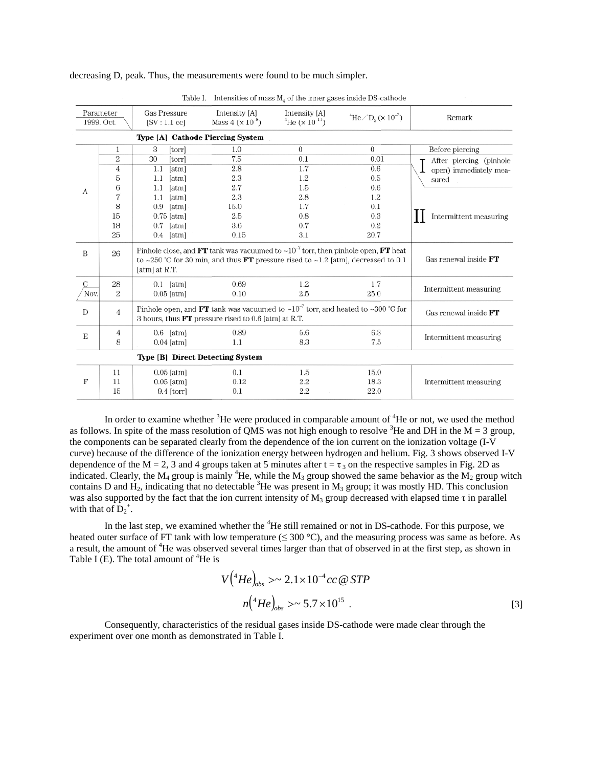decreasing D, peak. Thus, the measurements were found to be much simpler.

Table I. Intensities of mass $M_4$ of the inner gases inside DS-cathode

| Parameter 1999. Oct. | | Gas Pressure [SV : 1.1 cc] | Intensity [A] Mass 4 ($\times 10^{-8}$) | Intensity [A] $^4He$ ($\times 10^{-11}$) | $^4He / D_2$ ($\times 10^{-3}$) | Remark |
|---|---|---|---|---|---|---|
| **Type [A] Cathode Piercing System** | | | | | | |
| A | 1 | 3 [torr] | 1.0 | 0 | 0 | Before piercing |
| | 2 | 30 [torr] | 7.5 | 0.1 | 0.01 | I After piercing (pinhole open) immediately measured |
| | 4 | 1.1 [atm] | 2.8 | 1.7 | 0.6 | |
| | 5 | 1.1 [atm] | 2.3 | 1.2 | 0.5 | |
| | 6 | 1.1 [atm] | 2.7 | 1.5 | 0.6 | II Intermittent measuring |
| | 7 | 1.1 [atm] | 2.3 | 2.8 | 1.2 | |
| | 8 | 0.9 [atm] | 15.0 | 1.7 | 0.1 | |
| | 15 | 0.75 [atm] | 2.5 | 0.8 | 0.3 | |
| | 18 | 0.7 [atm] | 3.6 | 0.7 | 0.2 | |
| | 25 | 0.4 [atm] | 0.15 | 3.1 | 20.7 | |
| B | 26 | Pinhole close, and **FT** tank was vacuumed to ~$10^{-7}$ torr, then pinhole open, **FT** heat to ~250 °C for 30 min, and thus **FT** pressure rised to ~1.2 [atm], decreased to 0.1 [atm] at R.T. | | | | Gas renewal inside **FT** |
| C | 28 | 0.1 [atm] | 0.69 | 1.2 | 1.7 | Intermittent measuring |
| Nov. | 2 | 0.05 [atm] | 0.10 | 2.5 | 25.0 | |
| D | 4 | Pinhole open, and **FT** tank was vacuumed to ~$10^{-7}$ torr, and heated to ~300 °C for 3 hours, thus **FT** pressure rised to 0.6 [atm] at R.T. | | | | Gas renewal inside **FT** |
| E | 4 | 0.6 [atm] | 0.89 | 5.6 | 6.3 | Intermittent measuring |
| | 8 | 0.04 [atm] | 1.1 | 8.3 | 7.5 | |
| **Type [B] Direct Detecting System** | | | | | | |
| F | 11 | 0.05 [atm] | 0.1 | 1.5 | 15.0 | Intermittent measuring |
| | 11 | 0.05 [atm] | 0.12 | 2.2 | 18.3 | |
| | 15 | 9.4 [torr] | 0.1 | 2.2 | 22.0 | |

In order to examine whether $^3He$ were produced in comparable amount of $^4He$ or not, we used the method as follows. In spite of the mass resolution of QMS was not high enough to resolve $^3He$ and DH in the M = 3 group, the components can be separated clearly from the dependence of the ion current on the ionization voltage (I-V curve) because of the difference of the ionization energy between hydrogen and helium. Fig. 3 shows observed I-V dependence of the M = 2, 3 and 4 groups taken at 5 minutes after $t = \tau_3$ on the respective samples in Fig. 2D as indicated. Clearly, the $M_4$ group is mainly $^4He$, while the $M_3$ group showed the same behavior as the $M_2$ group witch contains D and $H_2$, indicating that no detectable $^3He$ was present in $M_3$ group; it was mostly HD. This conclusion was also supported by the fact that the ion current intensity of $M_3$ group decreased with elapsed time $\tau$ in parallel with that of $D_2^+$.

In the last step, we examined whether the $^4He$ still remained or not in DS-cathode. For this purpose, we heated outer surface of FT tank with low temperature (≤ 300 °C), and the measuring process was same as before. As a result, the amount of $^4He$ was observed several times larger than that of observed in at the first step, as shown in Table I (E). The total amount of $^4He$ is

$$V\left({}^4He\right)_{obs} >\sim 2.1\times10^{-4}\, cc@STP$$

$$n\left({}^4He\right)_{obs} >\sim 5.7\times10^{15} \quad . \qquad [3]$$

Consequently, characteristics of the residual gases inside DS-cathode were made clear through the experiment over one month as demonstrated in Table I.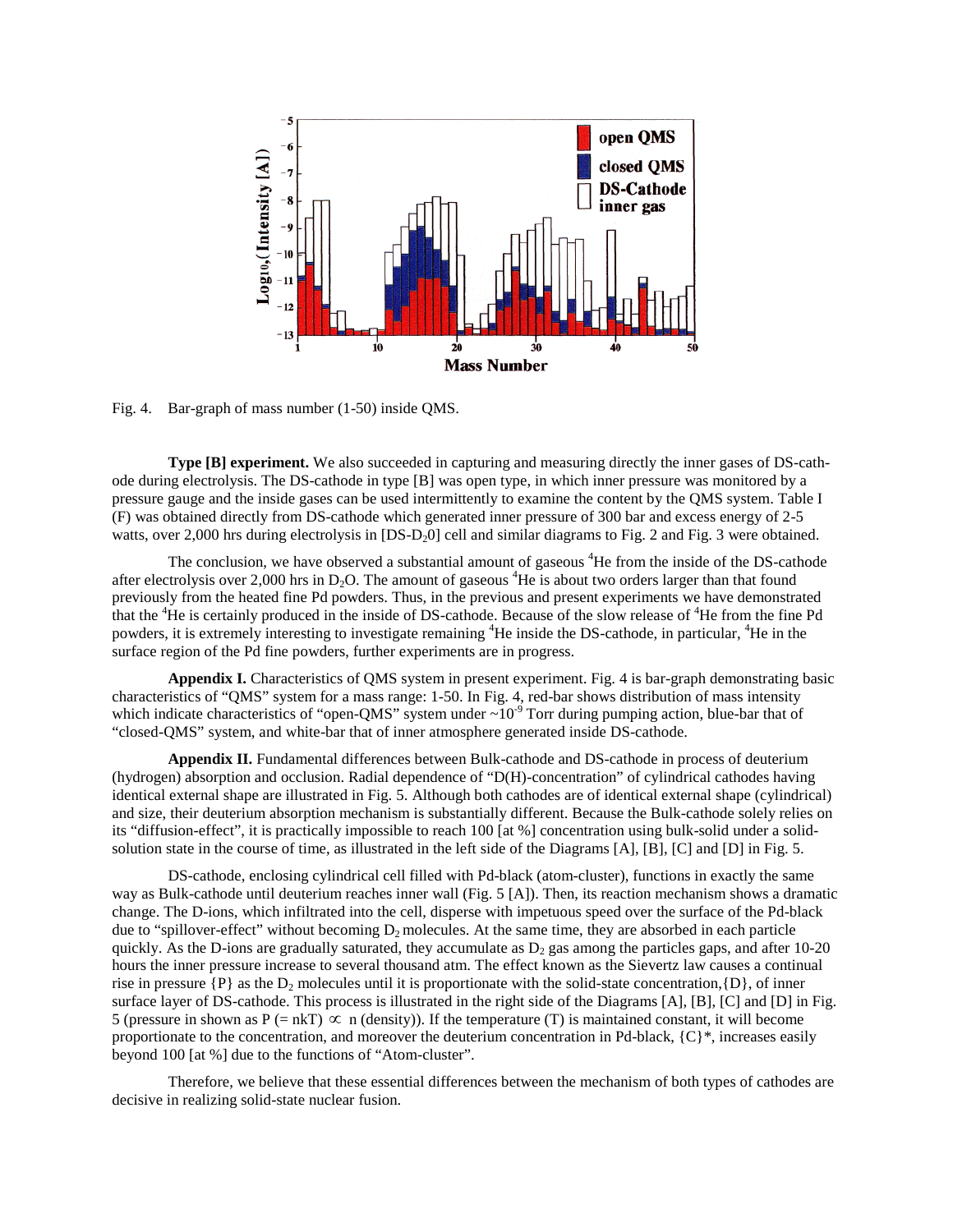Fig. 4. Bar-graph of mass number (1-50) inside QMS.

**Type [B] experiment.** We also succeeded in capturing and measuring directly the inner gases of DS-cathode during electrolysis. The DS-cathode in type [B] was open type, in which inner pressure was monitored by a pressure gauge and the inside gases can be used intermittently to examine the content by the QMS system. Table I (F) was obtained directly from DS-cathode which generated inner pressure of 300 bar and excess energy of 2-5 watts, over 2,000 hrs during electrolysis in [DS-$D_2$0] cell and similar diagrams to Fig. 2 and Fig. 3 were obtained.

The conclusion, we have observed a substantial amount of gaseous $^4$He from the inside of the DS-cathode after electrolysis over 2,000 hrs in $D_2O$. The amount of gaseous $^4$He is about two orders larger than that found previously from the heated fine Pd powders. Thus, in the previous and present experiments we have demonstrated that the $^4$He is certainly produced in the inside of DS-cathode. Because of the slow release of $^4$He from the fine Pd powders, it is extremely interesting to investigate remaining $^4$He inside the DS-cathode, in particular, $^4$He in the surface region of the Pd fine powders, further experiments are in progress.

**Appendix I.** Characteristics of QMS system in present experiment. Fig. 4 is bar-graph demonstrating basic characteristics of "QMS" system for a mass range: 1-50. In Fig. 4, red-bar shows distribution of mass intensity which indicate characteristics of "open-QMS" system under ~$10^{-9}$ Torr during pumping action, blue-bar that of "closed-QMS" system, and white-bar that of inner atmosphere generated inside DS-cathode.

**Appendix II.** Fundamental differences between Bulk-cathode and DS-cathode in process of deuterium (hydrogen) absorption and occlusion. Radial dependence of "D(H)-concentration" of cylindrical cathodes having identical external shape are illustrated in Fig. 5. Although both cathodes are of identical external shape (cylindrical) and size, their deuterium absorption mechanism is substantially different. Because the Bulk-cathode solely relies on its "diffusion-effect", it is practically impossible to reach 100 [at %] concentration using bulk-solid under a solid-solution state in the course of time, as illustrated in the left side of the Diagrams [A], [B], [C] and [D] in Fig. 5.

DS-cathode, enclosing cylindrical cell filled with Pd-black (atom-cluster), functions in exactly the same way as Bulk-cathode until deuterium reaches inner wall (Fig. 5 [A]). Then, its reaction mechanism shows a dramatic change. The D-ions, which infiltrated into the cell, disperse with impetuous speed over the surface of the Pd-black due to "spillover-effect" without becoming $D_2$ molecules. At the same time, they are absorbed in each particle quickly. As the D-ions are gradually saturated, they accumulate as $D_2$ gas among the particles gaps, and after 10-20 hours the inner pressure increase to several thousand atm. The effect known as the Sievertz law causes a continual rise in pressure {P} as the $D_2$ molecules until it is proportionate with the solid-state concentration,{D}, of inner surface layer of DS-cathode. This process is illustrated in the right side of the Diagrams [A], [B], [C] and [D] in Fig. 5 (pressure in shown as P (= nkT) $\propto$ n (density)). If the temperature (T) is maintained constant, it will become proportionate to the concentration, and moreover the deuterium concentration in Pd-black, {C}*, increases easily beyond 100 [at %] due to the functions of "Atom-cluster".

Therefore, we believe that these essential differences between the mechanism of both types of cathodes are decisive in realizing solid-state nuclear fusion.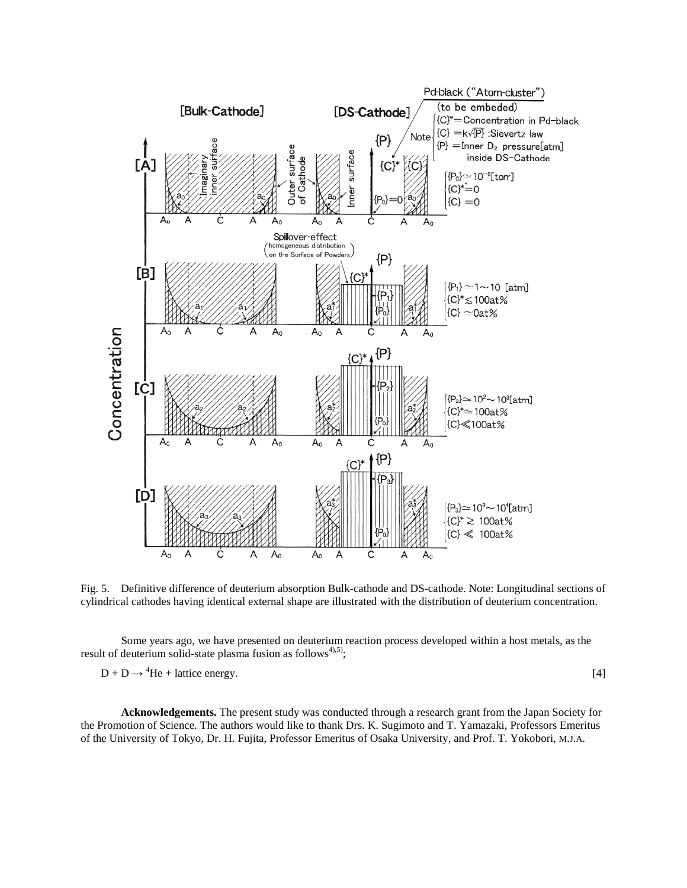Fig. 5. Definitive difference of deuterium absorption Bulk-cathode and DS-cathode. Note: Longitudinal sections of cylindrical cathodes having identical external shape are illustrated with the distribution of deuterium concentration.

Some years ago, we have presented on deuterium reaction process developed within a host metals, as the result of deuterium solid-state plasma fusion as follows[4),5)];

$$D + D \rightarrow {}^{4}He + \text{lattice energy.} \qquad [4]$$

**Acknowledgements.** The present study was conducted through a research grant from the Japan Society for the Promotion of Science. The authors would like to thank Drs. K. Sugimoto and T. Yamazaki, Professors Emeritus of the University of Tokyo, Dr. H. Fujita, Professor Emeritus of Osaka University, and Prof. T. Yokobori, M.J.A.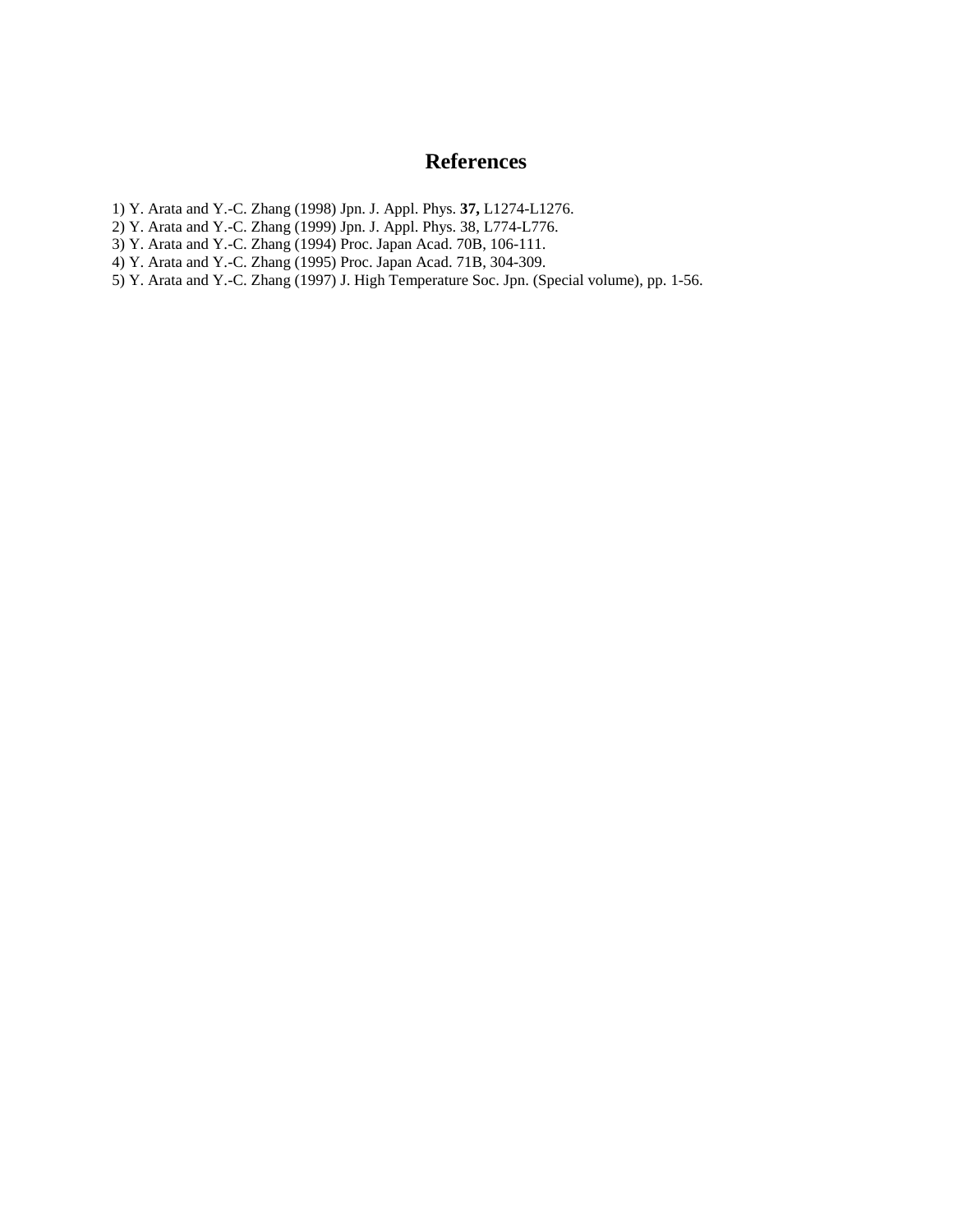# References

1) Y. Arata and Y.-C. Zhang (1998) Jpn. J. Appl. Phys. **37,** L1274-L1276.
2) Y. Arata and Y.-C. Zhang (1999) Jpn. J. Appl. Phys. 38, L774-L776.
3) Y. Arata and Y.-C. Zhang (1994) Proc. Japan Acad. 70B, 106-111.
4) Y. Arata and Y.-C. Zhang (1995) Proc. Japan Acad. 71B, 304-309.
5) Y. Arata and Y.-C. Zhang (1997) J. High Temperature Soc. Jpn. (Special volume), pp. 1-56.